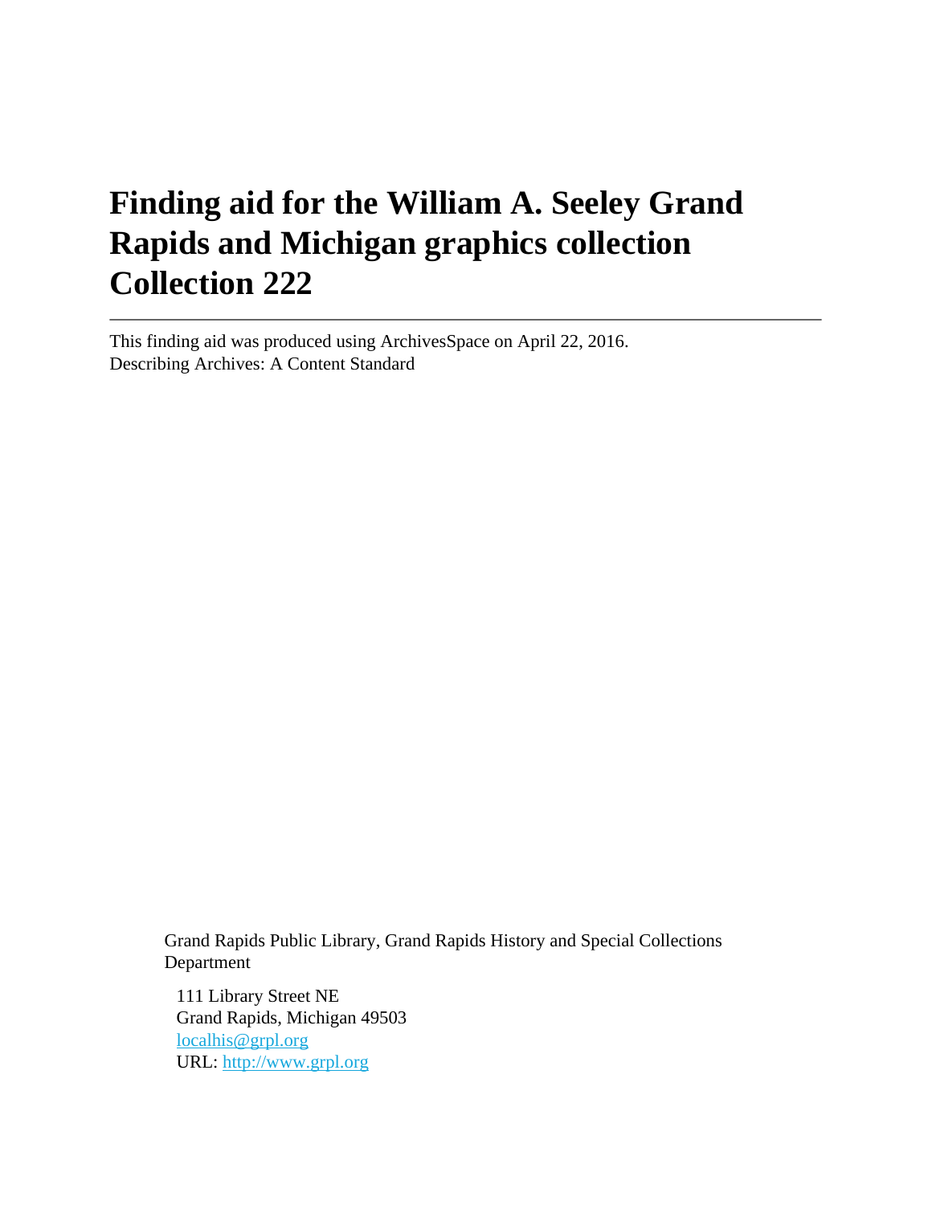# Finding aid for the William A. Seeley Grand Rapids and Michigan graphics collection Collection 222

---

This finding aid was produced using ArchivesSpace on April 22, 2016.
Describing Archives: A Content Standard

Grand Rapids Public Library, Grand Rapids History and Special Collections Department

111 Library Street NE
Grand Rapids, Michigan 49503
localhis@grpl.org
URL: http://www.grpl.org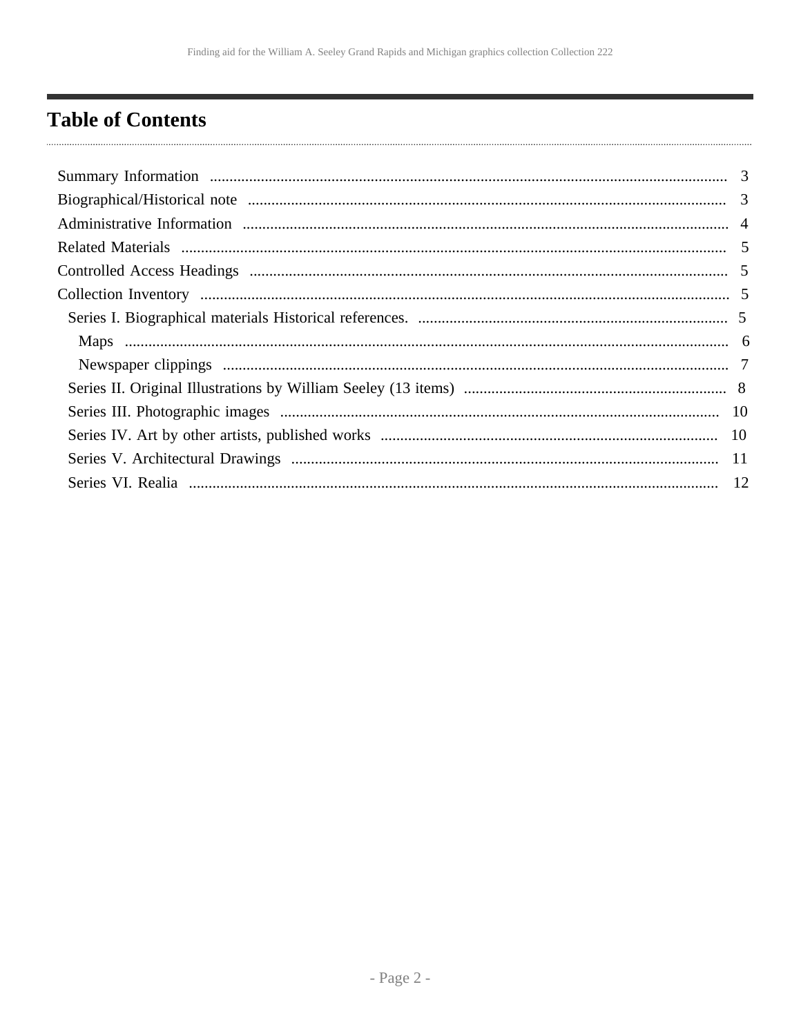# Table of Contents

- Summary Information ..... 3
- Biographical/Historical note ..... 3
- Administrative Information ..... 4
- Related Materials ..... 5
- Controlled Access Headings ..... 5
- Collection Inventory ..... 5
  - Series I. Biographical materials Historical references. ..... 5
    - Maps ..... 6
    - Newspaper clippings ..... 7
  - Series II. Original Illustrations by William Seeley (13 items) ..... 8
  - Series III. Photographic images ..... 10
  - Series IV. Art by other artists, published works ..... 10
  - Series V. Architectural Drawings ..... 11
  - Series VI. Realia ..... 12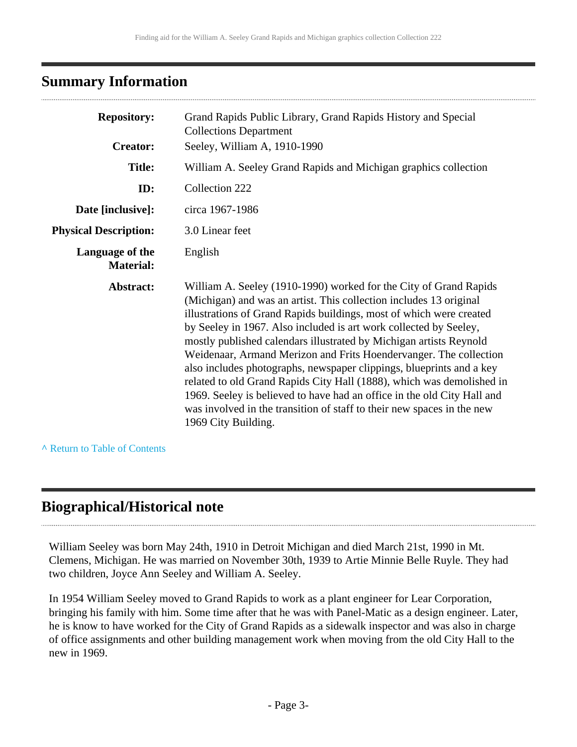## Summary Information

| | |
|---|---|
| **Repository:** | Grand Rapids Public Library, Grand Rapids History and Special Collections Department |
| **Creator:** | Seeley, William A, 1910-1990 |
| **Title:** | William A. Seeley Grand Rapids and Michigan graphics collection |
| **ID:** | Collection 222 |
| **Date [inclusive]:** | circa 1967-1986 |
| **Physical Description:** | 3.0 Linear feet |
| **Language of the Material:** | English |
| **Abstract:** | William A. Seeley (1910-1990) worked for the City of Grand Rapids (Michigan) and was an artist. This collection includes 13 original illustrations of Grand Rapids buildings, most of which were created by Seeley in 1967. Also included is art work collected by Seeley, mostly published calendars illustrated by Michigan artists Reynold Weidenaar, Armand Merizon and Frits Hoendervanger. The collection also includes photographs, newspaper clippings, blueprints and a key related to old Grand Rapids City Hall (1888), which was demolished in 1969. Seeley is believed to have had an office in the old City Hall and was involved in the transition of staff to their new spaces in the new 1969 City Building. |

^ Return to Table of Contents

## Biographical/Historical note

William Seeley was born May 24th, 1910 in Detroit Michigan and died March 21st, 1990 in Mt. Clemens, Michigan. He was married on November 30th, 1939 to Artie Minnie Belle Ruyle. They had two children, Joyce Ann Seeley and William A. Seeley.

In 1954 William Seeley moved to Grand Rapids to work as a plant engineer for Lear Corporation, bringing his family with him. Some time after that he was with Panel-Matic as a design engineer. Later, he is know to have worked for the City of Grand Rapids as a sidewalk inspector and was also in charge of office assignments and other building management work when moving from the old City Hall to the new in 1969.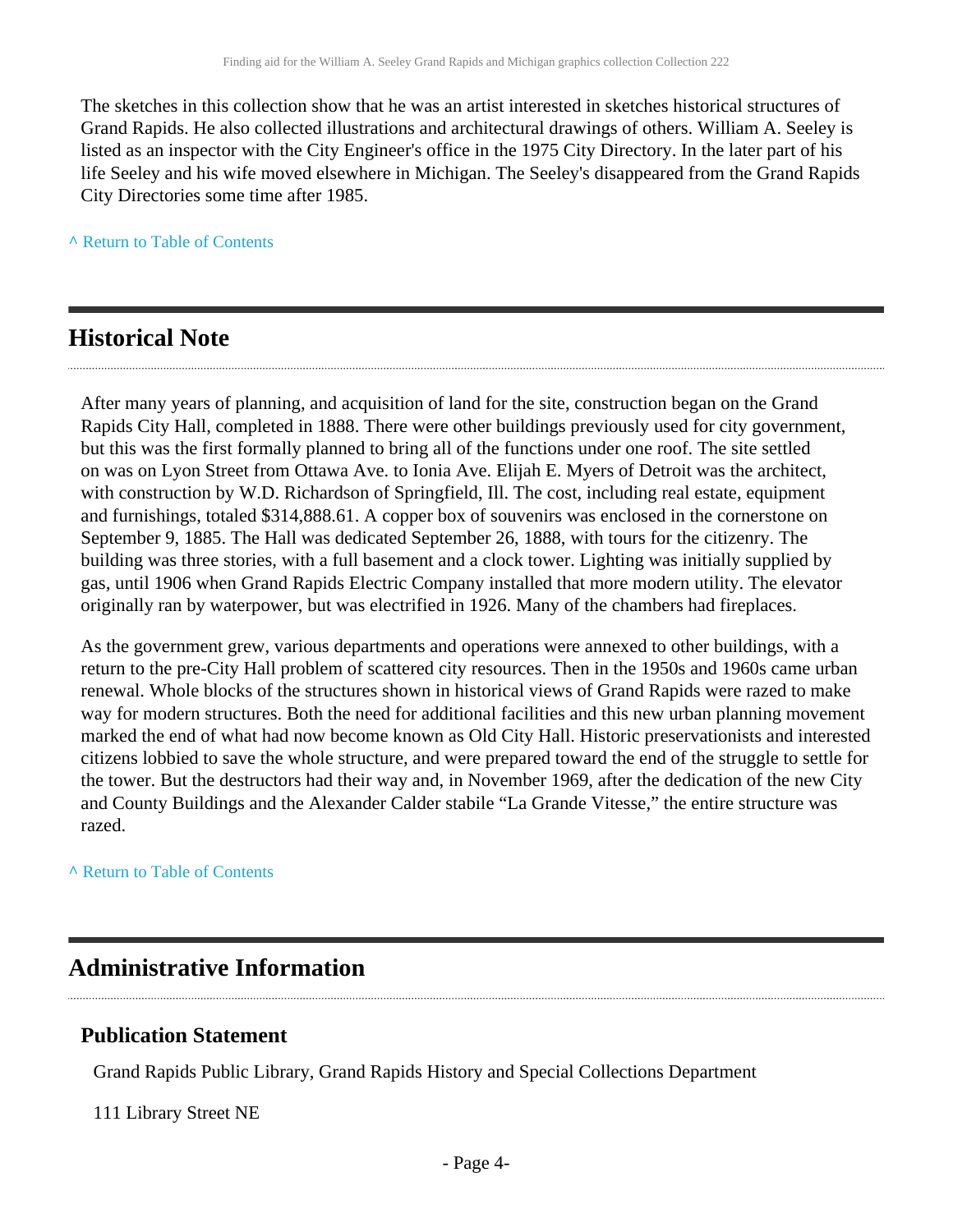The sketches in this collection show that he was an artist interested in sketches historical structures of Grand Rapids. He also collected illustrations and architectural drawings of others. William A. Seeley is listed as an inspector with the City Engineer's office in the 1975 City Directory. In the later part of his life Seeley and his wife moved elsewhere in Michigan. The Seeley's disappeared from the Grand Rapids City Directories some time after 1985.

^ Return to Table of Contents

## Historical Note

After many years of planning, and acquisition of land for the site, construction began on the Grand Rapids City Hall, completed in 1888. There were other buildings previously used for city government, but this was the first formally planned to bring all of the functions under one roof. The site settled on was on Lyon Street from Ottawa Ave. to Ionia Ave. Elijah E. Myers of Detroit was the architect, with construction by W.D. Richardson of Springfield, Ill. The cost, including real estate, equipment and furnishings, totaled $314,888.61. A copper box of souvenirs was enclosed in the cornerstone on September 9, 1885. The Hall was dedicated September 26, 1888, with tours for the citizenry. The building was three stories, with a full basement and a clock tower. Lighting was initially supplied by gas, until 1906 when Grand Rapids Electric Company installed that more modern utility. The elevator originally ran by waterpower, but was electrified in 1926. Many of the chambers had fireplaces.

As the government grew, various departments and operations were annexed to other buildings, with a return to the pre-City Hall problem of scattered city resources. Then in the 1950s and 1960s came urban renewal. Whole blocks of the structures shown in historical views of Grand Rapids were razed to make way for modern structures. Both the need for additional facilities and this new urban planning movement marked the end of what had now become known as Old City Hall. Historic preservationists and interested citizens lobbied to save the whole structure, and were prepared toward the end of the struggle to settle for the tower. But the destructors had their way and, in November 1969, after the dedication of the new City and County Buildings and the Alexander Calder stabile “La Grande Vitesse,” the entire structure was razed.

^ Return to Table of Contents

## Administrative Information

### Publication Statement

Grand Rapids Public Library, Grand Rapids History and Special Collections Department

111 Library Street NE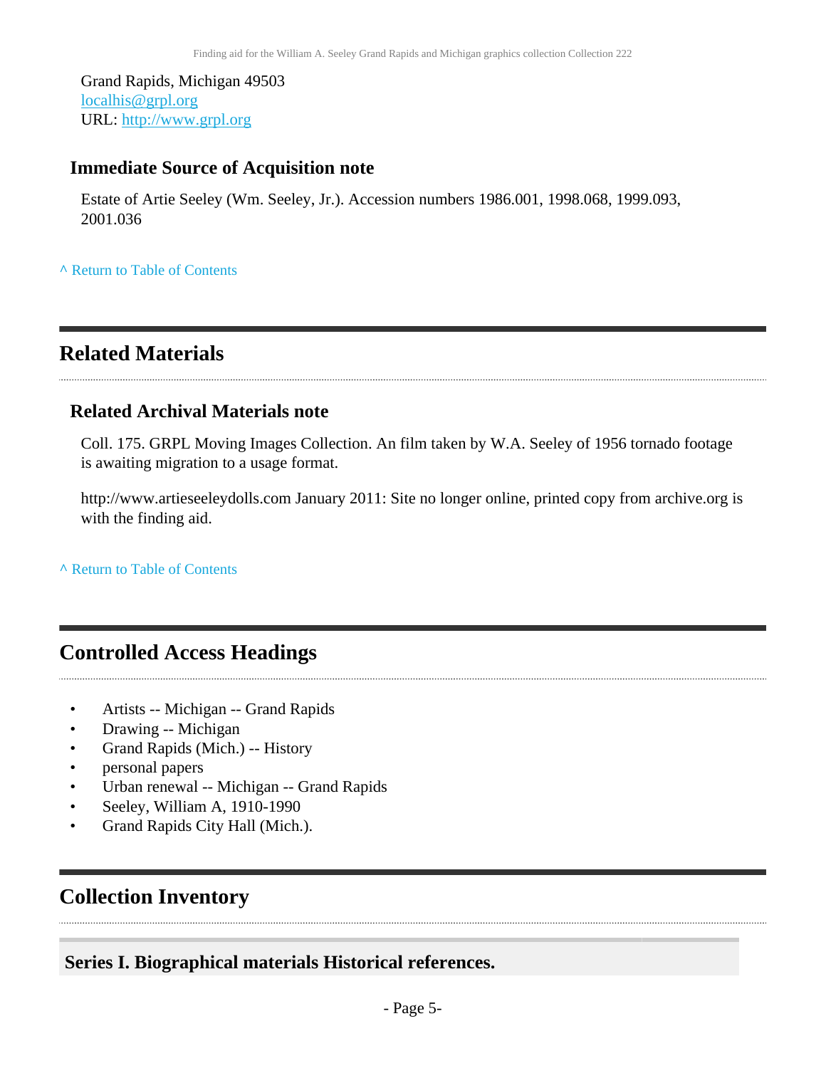Grand Rapids, Michigan 49503
localhis@grpl.org
URL: http://www.grpl.org

### Immediate Source of Acquisition note

Estate of Artie Seeley (Wm. Seeley, Jr.). Accession numbers 1986.001, 1998.068, 1999.093, 2001.036

^ Return to Table of Contents

## Related Materials

### Related Archival Materials note

Coll. 175. GRPL Moving Images Collection. An film taken by W.A. Seeley of 1956 tornado footage is awaiting migration to a usage format.

http://www.artieseeleydolls.com January 2011: Site no longer online, printed copy from archive.org is with the finding aid.

^ Return to Table of Contents

## Controlled Access Headings

- Artists -- Michigan -- Grand Rapids
- Drawing -- Michigan
- Grand Rapids (Mich.) -- History
- personal papers
- Urban renewal -- Michigan -- Grand Rapids
- Seeley, William A, 1910-1990
- Grand Rapids City Hall (Mich.).

## Collection Inventory

### Series I. Biographical materials Historical references.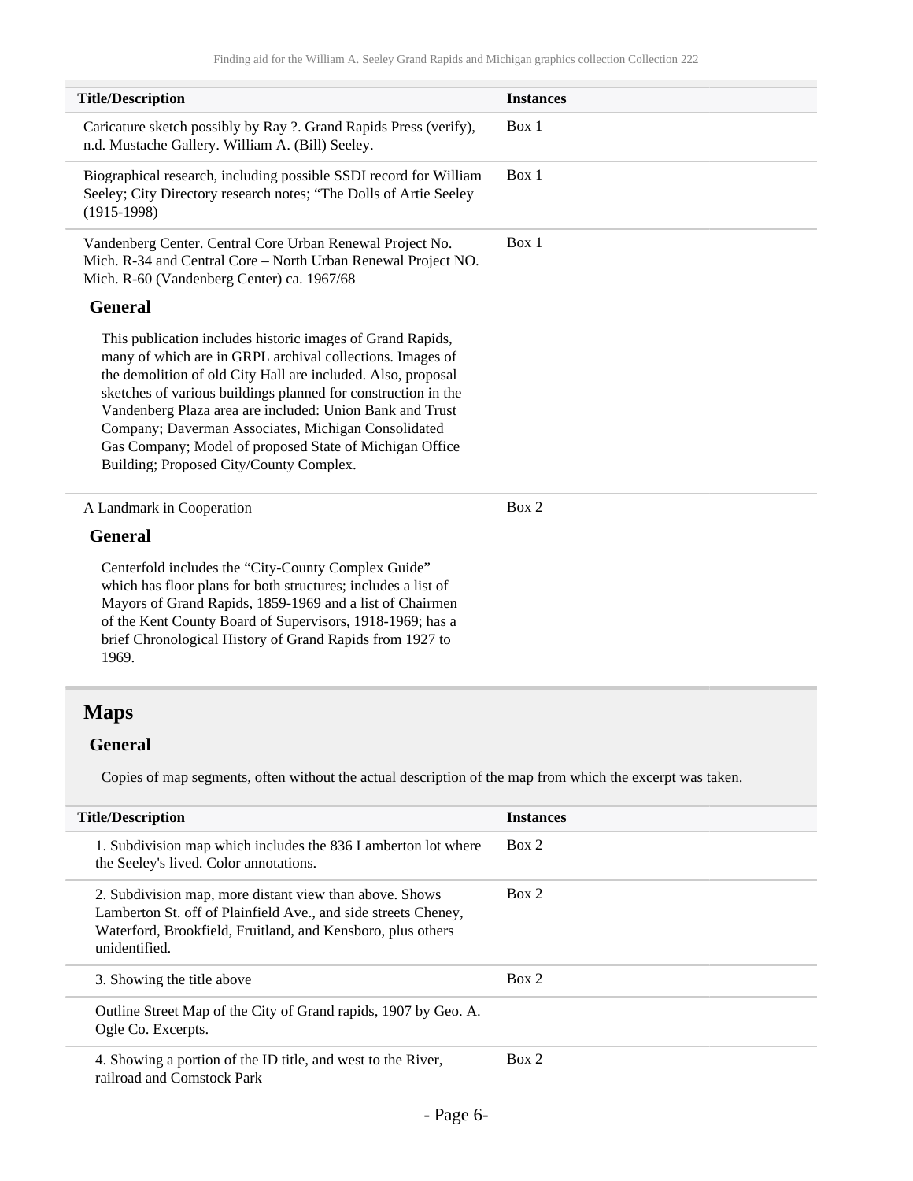| Title/Description | Instances |
| --- | --- |
| Caricature sketch possibly by Ray ?. Grand Rapids Press (verify), n.d. Mustache Gallery. William A. (Bill) Seeley. | Box 1 |
| Biographical research, including possible SSDI record for William Seeley; City Directory research notes; "The Dolls of Artie Seeley (1915-1998) | Box 1 |
| Vandenberg Center. Central Core Urban Renewal Project No. Mich. R-34 and Central Core – North Urban Renewal Project NO. Mich. R-60 (Vandenberg Center) ca. 1967/68 | Box 1 |

**General**

This publication includes historic images of Grand Rapids, many of which are in GRPL archival collections. Images of the demolition of old City Hall are included. Also, proposal sketches of various buildings planned for construction in the Vandenberg Plaza area are included: Union Bank and Trust Company; Daverman Associates, Michigan Consolidated Gas Company; Model of proposed State of Michigan Office Building; Proposed City/County Complex.

| Title/Description | Instances |
| --- | --- |
| A Landmark in Cooperation | Box 2 |

**General**

Centerfold includes the "City-County Complex Guide" which has floor plans for both structures; includes a list of Mayors of Grand Rapids, 1859-1969 and a list of Chairmen of the Kent County Board of Supervisors, 1918-1969; has a brief Chronological History of Grand Rapids from 1927 to 1969.

## Maps

### General

Copies of map segments, often without the actual description of the map from which the excerpt was taken.

| Title/Description | Instances |
| --- | --- |
| 1. Subdivision map which includes the 836 Lamberton lot where the Seeley's lived. Color annotations. | Box 2 |
| 2. Subdivision map, more distant view than above. Shows Lamberton St. off of Plainfield Ave., and side streets Cheney, Waterford, Brookfield, Fruitland, and Kensboro, plus others unidentified. | Box 2 |
| 3. Showing the title above | Box 2 |
| Outline Street Map of the City of Grand rapids, 1907 by Geo. A. Ogle Co. Excerpts. | |
| 4. Showing a portion of the ID title, and west to the River, railroad and Comstock Park | Box 2 |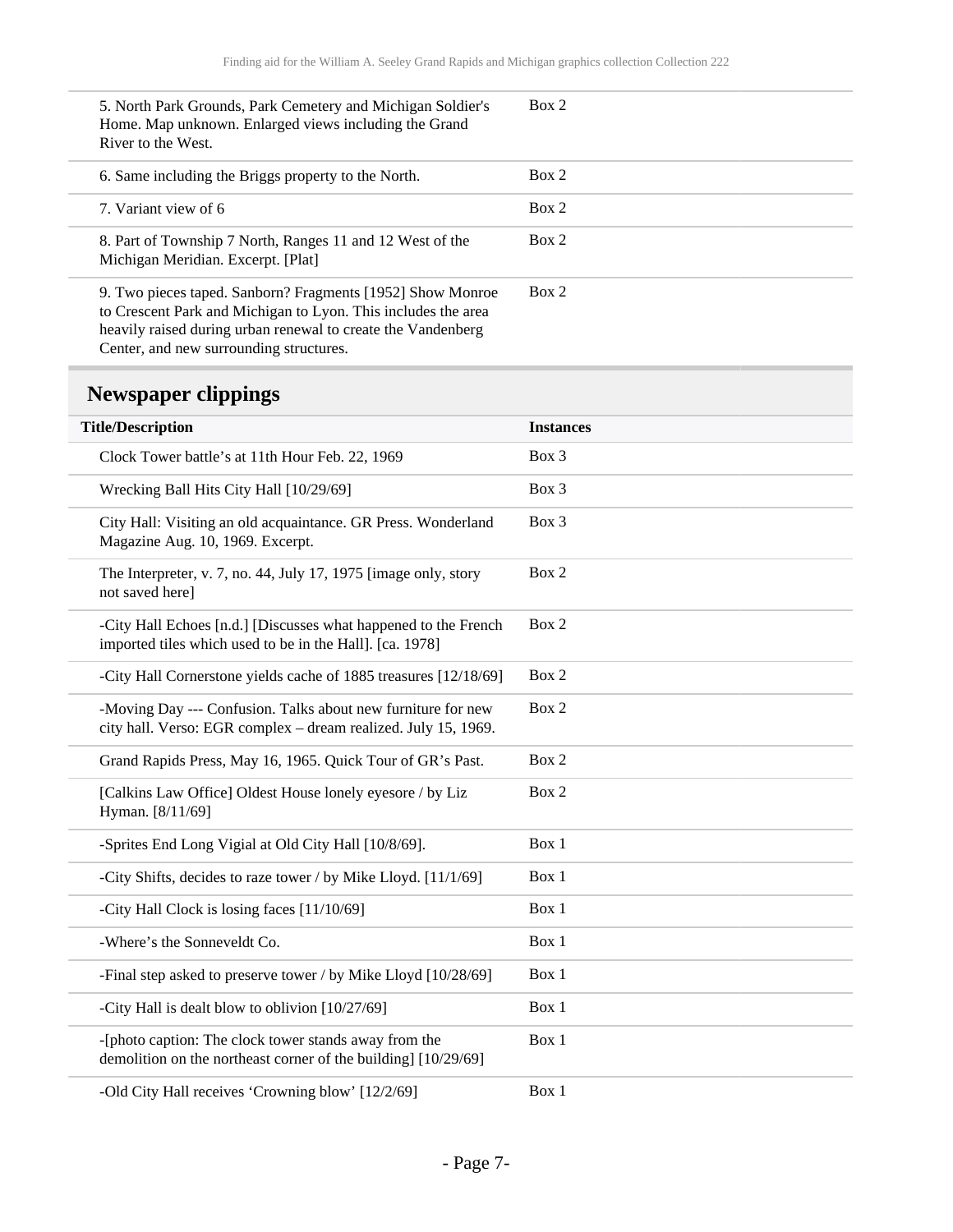| | |
|---|---|
| 5. North Park Grounds, Park Cemetery and Michigan Soldier's Home. Map unknown. Enlarged views including the Grand River to the West. | Box 2 |
| 6. Same including the Briggs property to the North. | Box 2 |
| 7. Variant view of 6 | Box 2 |
| 8. Part of Township 7 North, Ranges 11 and 12 West of the Michigan Meridian. Excerpt. [Plat] | Box 2 |
| 9. Two pieces taped. Sanborn? Fragments [1952] Show Monroe to Crescent Park and Michigan to Lyon. This includes the area heavily raised during urban renewal to create the Vandenberg Center, and new surrounding structures. | Box 2 |

## Newspaper clippings

| Title/Description | Instances |
|---|---|
| Clock Tower battle's at 11th Hour Feb. 22, 1969 | Box 3 |
| Wrecking Ball Hits City Hall [10/29/69] | Box 3 |
| City Hall: Visiting an old acquaintance. GR Press. Wonderland Magazine Aug. 10, 1969. Excerpt. | Box 3 |
| The Interpreter, v. 7, no. 44, July 17, 1975 [image only, story not saved here] | Box 2 |
| -City Hall Echoes [n.d.] [Discusses what happened to the French imported tiles which used to be in the Hall]. [ca. 1978] | Box 2 |
| -City Hall Cornerstone yields cache of 1885 treasures [12/18/69] | Box 2 |
| -Moving Day --- Confusion. Talks about new furniture for new city hall. Verso: EGR complex – dream realized. July 15, 1969. | Box 2 |
| Grand Rapids Press, May 16, 1965. Quick Tour of GR's Past. | Box 2 |
| [Calkins Law Office] Oldest House lonely eyesore / by Liz Hyman. [8/11/69] | Box 2 |
| -Sprites End Long Vigial at Old City Hall [10/8/69]. | Box 1 |
| -City Shifts, decides to raze tower / by Mike Lloyd. [11/1/69] | Box 1 |
| -City Hall Clock is losing faces [11/10/69] | Box 1 |
| -Where's the Sonneveldt Co. | Box 1 |
| -Final step asked to preserve tower / by Mike Lloyd [10/28/69] | Box 1 |
| -City Hall is dealt blow to oblivion [10/27/69] | Box 1 |
| -[photo caption: The clock tower stands away from the demolition on the northeast corner of the building] [10/29/69] | Box 1 |
| -Old City Hall receives 'Crowning blow' [12/2/69] | Box 1 |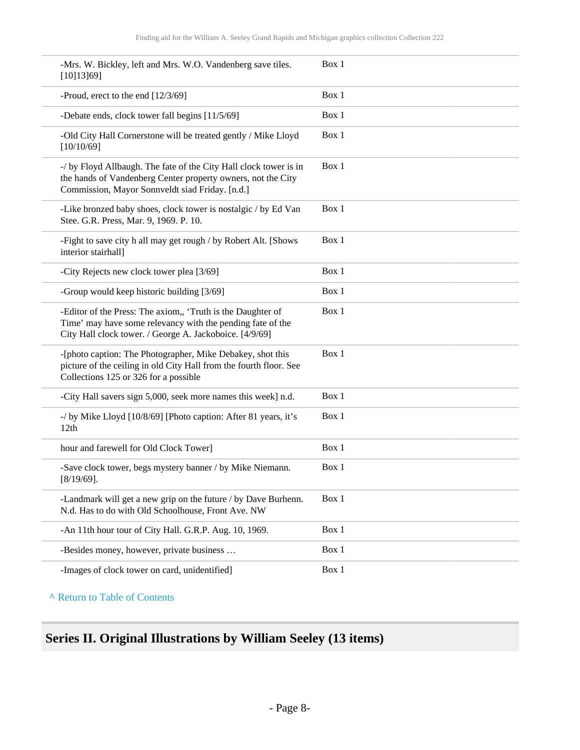| | |
|---|---|
| -Mrs. W. Bickley, left and Mrs. W.O. Vandenberg save tiles. [10]13]69] | Box 1 |
| -Proud, erect to the end [12/3/69] | Box 1 |
| -Debate ends, clock tower fall begins [11/5/69] | Box 1 |
| -Old City Hall Cornerstone will be treated gently / Mike Lloyd [10/10/69] | Box 1 |
| -/ by Floyd Allbaugh. The fate of the City Hall clock tower is in the hands of Vandenberg Center property owners, not the City Commission, Mayor Sonnveldt siad Friday. [n.d.] | Box 1 |
| -Like bronzed baby shoes, clock tower is nostalgic / by Ed Van Stee. G.R. Press, Mar. 9, 1969. P. 10. | Box 1 |
| -Fight to save city h all may get rough / by Robert Alt. [Shows interior stairhall] | Box 1 |
| -City Rejects new clock tower plea [3/69] | Box 1 |
| -Group would keep historic building [3/69] | Box 1 |
| -Editor of the Press: The axiom,, 'Truth is the Daughter of Time' may have some relevancy with the pending fate of the City Hall clock tower. / George A. Jackoboice. [4/9/69] | Box 1 |
| -[photo caption: The Photographer, Mike Debakey, shot this picture of the ceiling in old City Hall from the fourth floor. See Collections 125 or 326 for a possible | Box 1 |
| -City Hall savers sign 5,000, seek more names this week] n.d. | Box 1 |
| -/ by Mike Lloyd [10/8/69] [Photo caption: After 81 years, it's 12th | Box 1 |
| hour and farewell for Old Clock Tower] | Box 1 |
| -Save clock tower, begs mystery banner / by Mike Niemann. [8/19/69]. | Box 1 |
| -Landmark will get a new grip on the future / by Dave Burhenn. N.d. Has to do with Old Schoolhouse, Front Ave. NW | Box 1 |
| -An 11th hour tour of City Hall. G.R.P. Aug. 10, 1969. | Box 1 |
| -Besides money, however, private business … | Box 1 |
| -Images of clock tower on card, unidentified] | Box 1 |

^ Return to Table of Contents

## Series II. Original Illustrations by William Seeley (13 items)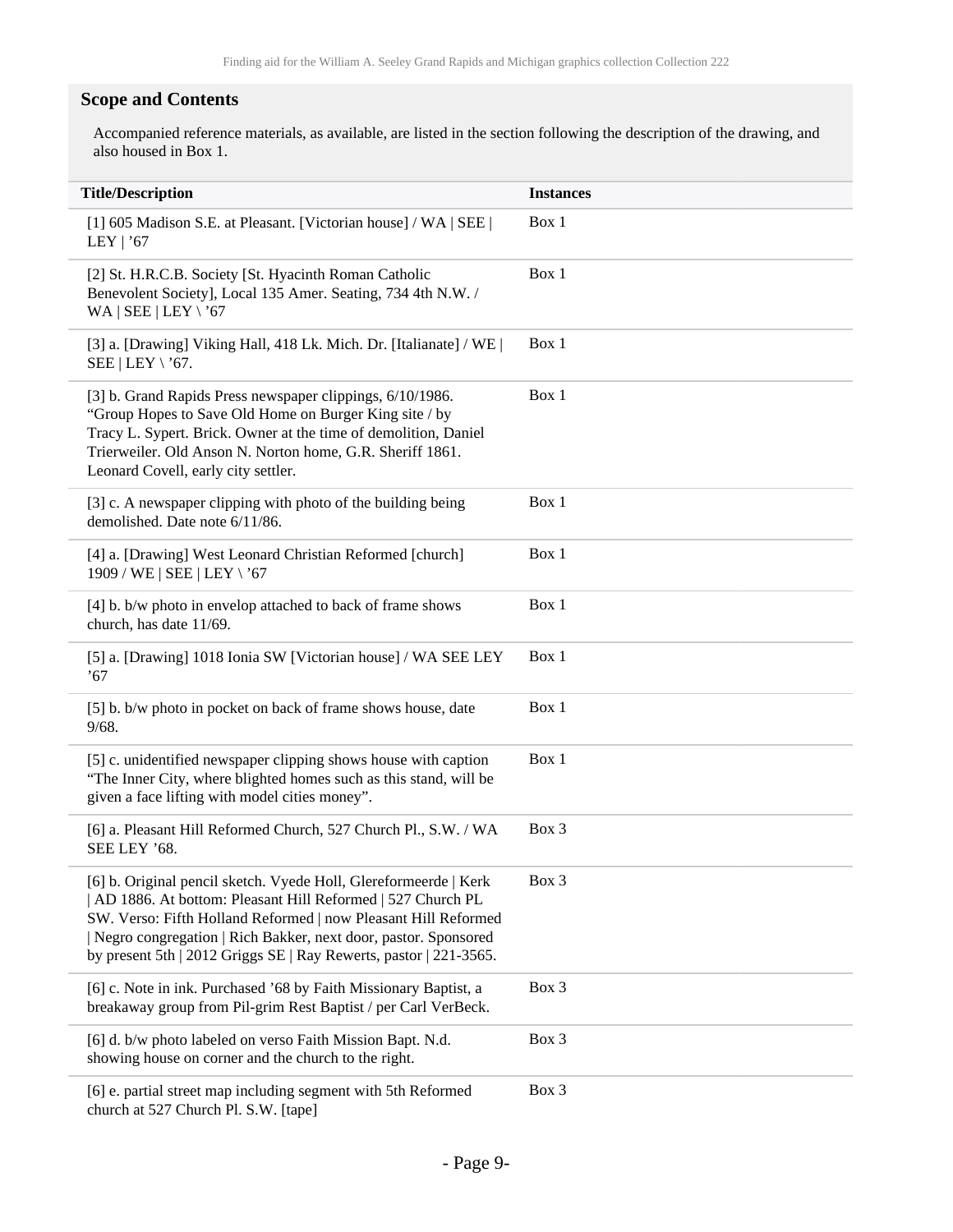## Scope and Contents

Accompanied reference materials, as available, are listed in the section following the description of the drawing, and also housed in Box 1.

| Title/Description | Instances |
|---|---|
| [1] 605 Madison S.E. at Pleasant. [Victorian house] / WA \| SEE \| LEY \| ’67 | Box 1 |
| [2] St. H.R.C.B. Society [St. Hyacinth Roman Catholic Benevolent Society], Local 135 Amer. Seating, 734 4th N.W. / WA \| SEE \| LEY \ ’67 | Box 1 |
| [3] a. [Drawing] Viking Hall, 418 Lk. Mich. Dr. [Italianate] / WE \| SEE \| LEY \ ’67. | Box 1 |
| [3] b. Grand Rapids Press newspaper clippings, 6/10/1986. “Group Hopes to Save Old Home on Burger King site / by Tracy L. Sypert. Brick. Owner at the time of demolition, Daniel Trierweiler. Old Anson N. Norton home, G.R. Sheriff 1861. Leonard Covell, early city settler. | Box 1 |
| [3] c. A newspaper clipping with photo of the building being demolished. Date note 6/11/86. | Box 1 |
| [4] a. [Drawing] West Leonard Christian Reformed [church] 1909 / WE \| SEE \| LEY \ ’67 | Box 1 |
| [4] b. b/w photo in envelop attached to back of frame shows church, has date 11/69. | Box 1 |
| [5] a. [Drawing] 1018 Ionia SW [Victorian house] / WA SEE LEY ’67 | Box 1 |
| [5] b. b/w photo in pocket on back of frame shows house, date 9/68. | Box 1 |
| [5] c. unidentified newspaper clipping shows house with caption “The Inner City, where blighted homes such as this stand, will be given a face lifting with model cities money”. | Box 1 |
| [6] a. Pleasant Hill Reformed Church, 527 Church Pl., S.W. / WA SEE LEY ’68. | Box 3 |
| [6] b. Original pencil sketch. Vyede Holl, Glereformeerde \| Kerk \| AD 1886. At bottom: Pleasant Hill Reformed \| 527 Church PL SW. Verso: Fifth Holland Reformed \| now Pleasant Hill Reformed \| Negro congregation \| Rich Bakker, next door, pastor. Sponsored by present 5th \| 2012 Griggs SE \| Ray Rewerts, pastor \| 221-3565. | Box 3 |
| [6] c. Note in ink. Purchased ’68 by Faith Missionary Baptist, a breakaway group from Pil-grim Rest Baptist / per Carl VerBeck. | Box 3 |
| [6] d. b/w photo labeled on verso Faith Mission Bapt. N.d. showing house on corner and the church to the right. | Box 3 |
| [6] e. partial street map including segment with 5th Reformed church at 527 Church Pl. S.W. [tape] | Box 3 |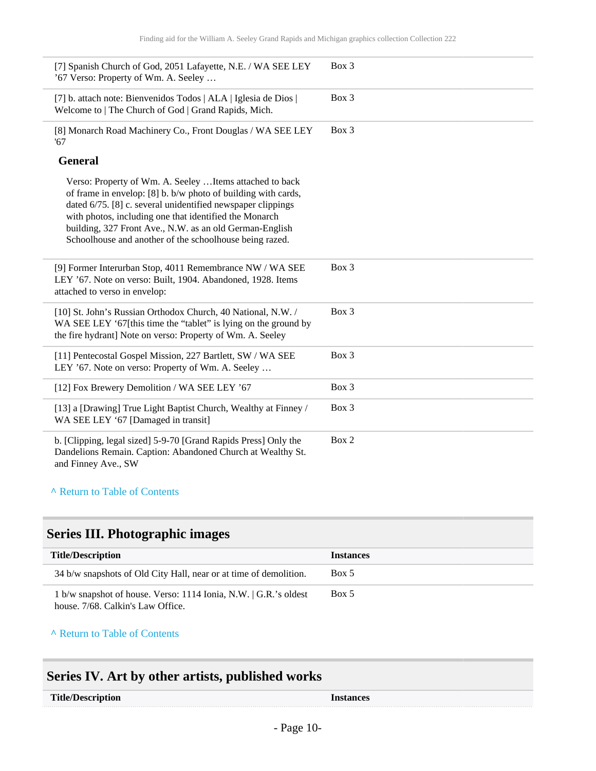| | |
|---|---|
| [7] Spanish Church of God, 2051 Lafayette, N.E. / WA SEE LEY '67 Verso: Property of Wm. A. Seeley … | Box 3 |
| [7] b. attach note: Bienvenidos Todos \| ALA \| Iglesia de Dios \| Welcome to \| The Church of God \| Grand Rapids, Mich. | Box 3 |
| [8] Monarch Road Machinery Co., Front Douglas / WA SEE LEY '67<br><br>**General**<br><br>Verso: Property of Wm. A. Seeley …Items attached to back of frame in envelop: [8] b. b/w photo of building with cards, dated 6/75. [8] c. several unidentified newspaper clippings with photos, including one that identified the Monarch building, 327 Front Ave., N.W. as an old German-English Schoolhouse and another of the schoolhouse being razed. | Box 3 |
| [9] Former Interurban Stop, 4011 Remembrance NW / WA SEE LEY '67. Note on verso: Built, 1904. Abandoned, 1928. Items attached to verso in envelop: | Box 3 |
| [10] St. John's Russian Orthodox Church, 40 National, N.W. / WA SEE LEY '67[this time the "tablet" is lying on the ground by the fire hydrant] Note on verso: Property of Wm. A. Seeley | Box 3 |
| [11] Pentecostal Gospel Mission, 227 Bartlett, SW / WA SEE LEY '67. Note on verso: Property of Wm. A. Seeley … | Box 3 |
| [12] Fox Brewery Demolition / WA SEE LEY '67 | Box 3 |
| [13] a [Drawing] True Light Baptist Church, Wealthy at Finney / WA SEE LEY '67 [Damaged in transit] | Box 3 |
| b. [Clipping, legal sized] 5-9-70 [Grand Rapids Press] Only the Dandelions Remain. Caption: Abandoned Church at Wealthy St. and Finney Ave., SW | Box 2 |

^ Return to Table of Contents

## Series III. Photographic images

| Title/Description | Instances |
|---|---|
| 34 b/w snapshots of Old City Hall, near or at time of demolition. | Box 5 |
| 1 b/w snapshot of house. Verso: 1114 Ionia, N.W. \| G.R.'s oldest house. 7/68. Calkin's Law Office. | Box 5 |

^ Return to Table of Contents

## Series IV. Art by other artists, published works

| Title/Description | Instances |
|---|---|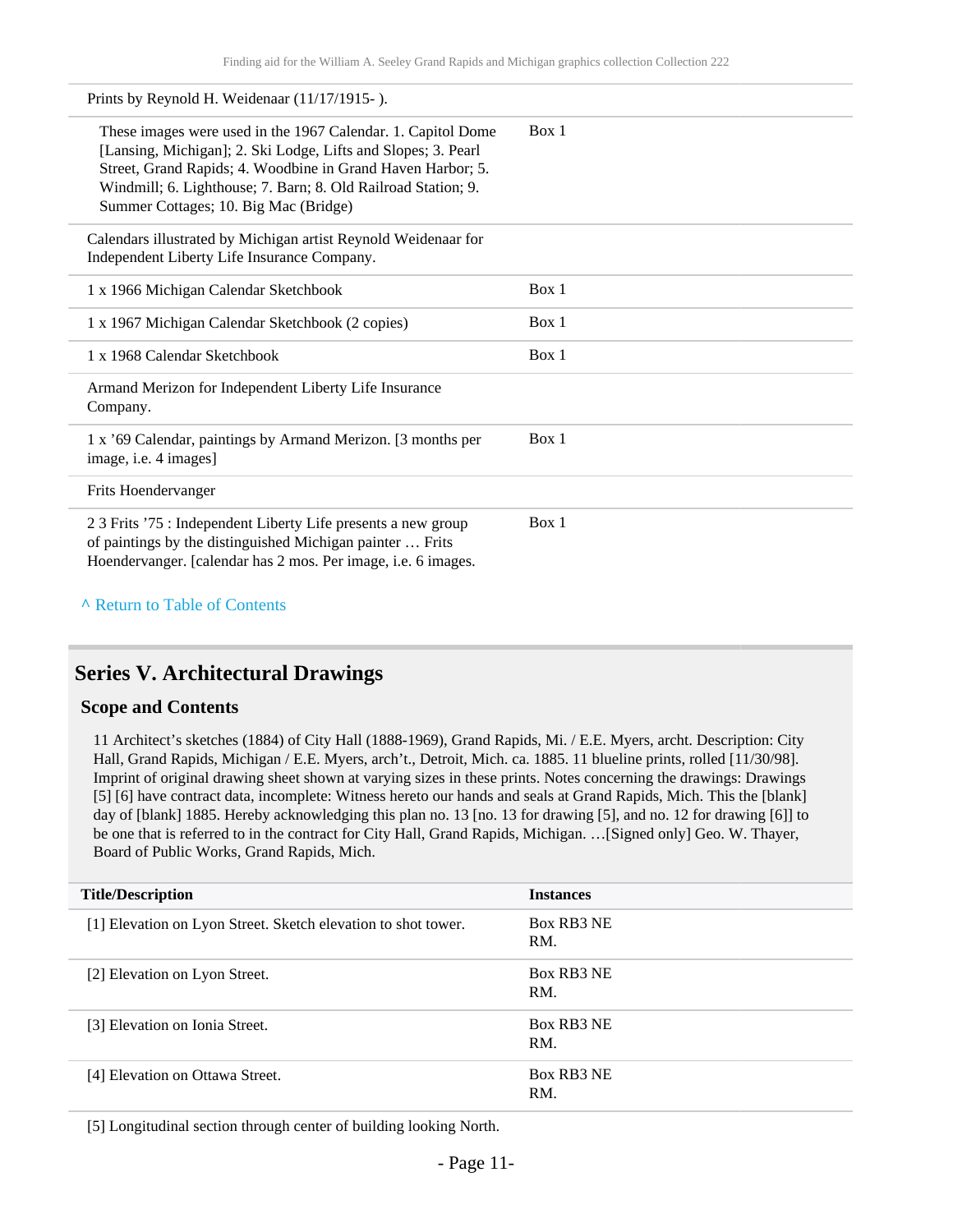| | |
|---|---|
| Prints by Reynold H. Weidenaar (11/17/1915- ). | |
| These images were used in the 1967 Calendar. 1. Capitol Dome [Lansing, Michigan]; 2. Ski Lodge, Lifts and Slopes; 3. Pearl Street, Grand Rapids; 4. Woodbine in Grand Haven Harbor; 5. Windmill; 6. Lighthouse; 7. Barn; 8. Old Railroad Station; 9. Summer Cottages; 10. Big Mac (Bridge) | Box 1 |
| Calendars illustrated by Michigan artist Reynold Weidenaar for Independent Liberty Life Insurance Company. | |
| 1 x 1966 Michigan Calendar Sketchbook | Box 1 |
| 1 x 1967 Michigan Calendar Sketchbook (2 copies) | Box 1 |
| 1 x 1968 Calendar Sketchbook | Box 1 |
| Armand Merizon for Independent Liberty Life Insurance Company. | |
| 1 x '69 Calendar, paintings by Armand Merizon. [3 months per image, i.e. 4 images] | Box 1 |
| Frits Hoendervanger | |
| 2 3 Frits '75 : Independent Liberty Life presents a new group of paintings by the distinguished Michigan painter … Frits Hoendervanger. [calendar has 2 mos. Per image, i.e. 6 images. | Box 1 |

^ Return to Table of Contents

## Series V. Architectural Drawings

### Scope and Contents

11 Architect's sketches (1884) of City Hall (1888-1969), Grand Rapids, Mi. / E.E. Myers, archt. Description: City Hall, Grand Rapids, Michigan / E.E. Myers, arch't., Detroit, Mich. ca. 1885. 11 blueline prints, rolled [11/30/98]. Imprint of original drawing sheet shown at varying sizes in these prints. Notes concerning the drawings: Drawings [5] [6] have contract data, incomplete: Witness hereto our hands and seals at Grand Rapids, Mich. This the [blank] day of [blank] 1885. Hereby acknowledging this plan no. 13 [no. 13 for drawing [5], and no. 12 for drawing [6]] to be one that is referred to in the contract for City Hall, Grand Rapids, Michigan. …[Signed only] Geo. W. Thayer, Board of Public Works, Grand Rapids, Mich.

| Title/Description | Instances |
|---|---|
| [1] Elevation on Lyon Street. Sketch elevation to shot tower. | Box RB3 NE RM. |
| [2] Elevation on Lyon Street. | Box RB3 NE RM. |
| [3] Elevation on Ionia Street. | Box RB3 NE RM. |
| [4] Elevation on Ottawa Street. | Box RB3 NE RM. |
| [5] Longitudinal section through center of building looking North. | |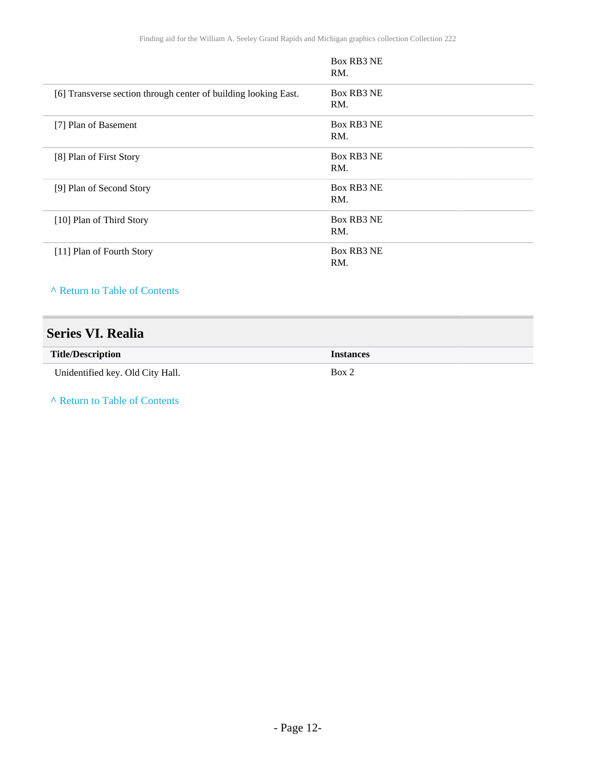| | |
|---|---|
| | Box RB3 NE RM. |
| [6] Transverse section through center of building looking East. | Box RB3 NE RM. |
| [7] Plan of Basement | Box RB3 NE RM. |
| [8] Plan of First Story | Box RB3 NE RM. |
| [9] Plan of Second Story | Box RB3 NE RM. |
| [10] Plan of Third Story | Box RB3 NE RM. |
| [11] Plan of Fourth Story | Box RB3 NE RM. |

^ Return to Table of Contents

## Series VI. Realia

| Title/Description | Instances |
|---|---|
| Unidentified key. Old City Hall. | Box 2 |

^ Return to Table of Contents